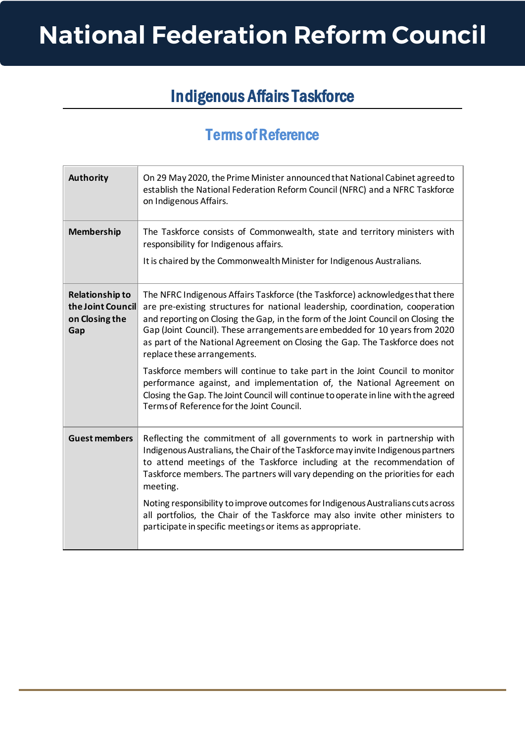# National Federation Reform Council

## Indigenous Affairs Taskforce

### Terms of Reference

| | |
|---|---|
| **Authority** | On 29 May 2020, the Prime Minister announced that National Cabinet agreed to establish the National Federation Reform Council (NFRC) and a NFRC Taskforce on Indigenous Affairs. |
| **Membership** | The Taskforce consists of Commonwealth, state and territory ministers with responsibility for Indigenous affairs.<br><br>It is chaired by the Commonwealth Minister for Indigenous Australians. |
| **Relationship to the Joint Council on Closing the Gap** | The NFRC Indigenous Affairs Taskforce (the Taskforce) acknowledges that there are pre-existing structures for national leadership, coordination, cooperation and reporting on Closing the Gap, in the form of the Joint Council on Closing the Gap (Joint Council). These arrangements are embedded for 10 years from 2020 as part of the National Agreement on Closing the Gap. The Taskforce does not replace these arrangements.<br><br>Taskforce members will continue to take part in the Joint Council to monitor performance against, and implementation of, the National Agreement on Closing the Gap. The Joint Council will continue to operate in line with the agreed Terms of Reference for the Joint Council. |
| **Guest members** | Reflecting the commitment of all governments to work in partnership with Indigenous Australians, the Chair of the Taskforce may invite Indigenous partners to attend meetings of the Taskforce including at the recommendation of Taskforce members. The partners will vary depending on the priorities for each meeting.<br><br>Noting responsibility to improve outcomes for Indigenous Australians cuts across all portfolios, the Chair of the Taskforce may also invite other ministers to participate in specific meetings or items as appropriate. |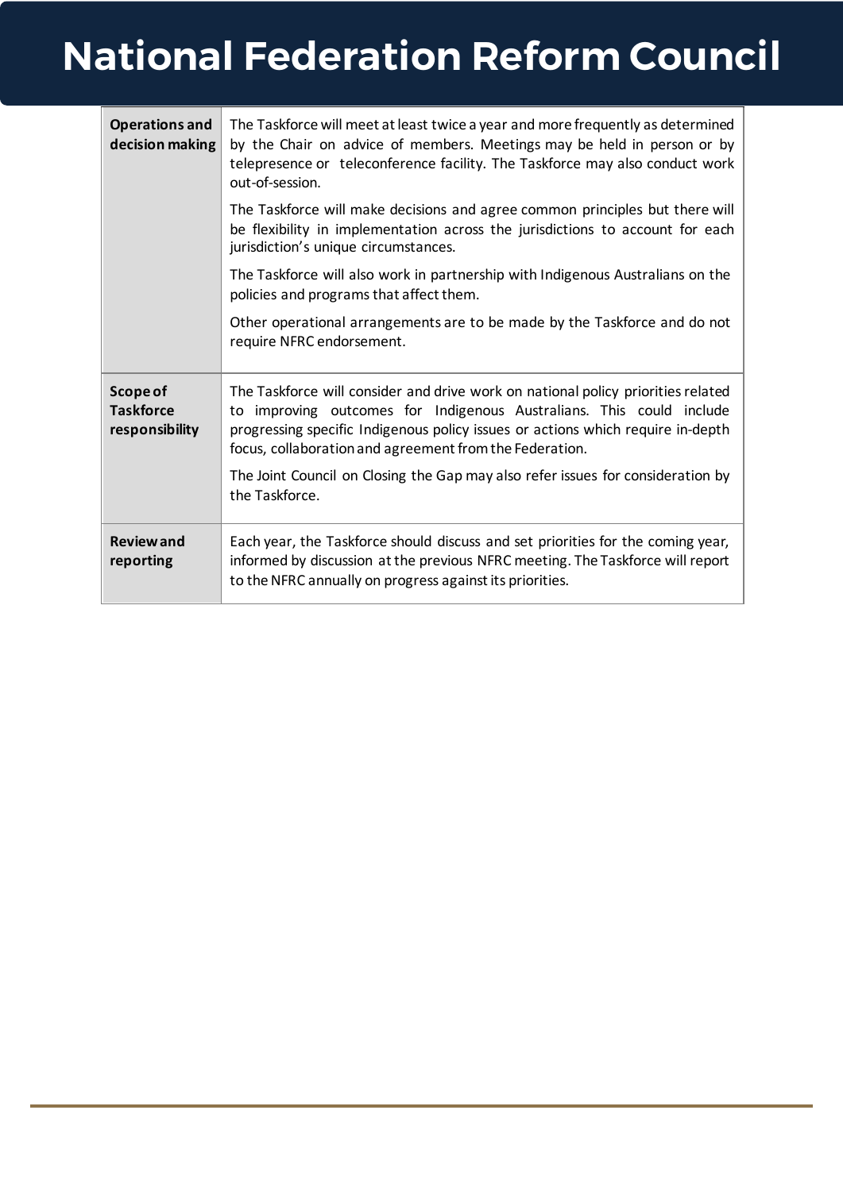| | |
|---|---|
| **Operations and decision making** | The Taskforce will meet at least twice a year and more frequently as determined by the Chair on advice of members. Meetings may be held in person or by telepresence or teleconference facility. The Taskforce may also conduct work out-of-session.<br><br>The Taskforce will make decisions and agree common principles but there will be flexibility in implementation across the jurisdictions to account for each jurisdiction's unique circumstances.<br><br>The Taskforce will also work in partnership with Indigenous Australians on the policies and programs that affect them.<br><br>Other operational arrangements are to be made by the Taskforce and do not require NFRC endorsement. |
| **Scope of Taskforce responsibility** | The Taskforce will consider and drive work on national policy priorities related to improving outcomes for Indigenous Australians. This could include progressing specific Indigenous policy issues or actions which require in-depth focus, collaboration and agreement from the Federation.<br><br>The Joint Council on Closing the Gap may also refer issues for consideration by the Taskforce. |
| **Review and reporting** | Each year, the Taskforce should discuss and set priorities for the coming year, informed by discussion at the previous NFRC meeting. The Taskforce will report to the NFRC annually on progress against its priorities. |